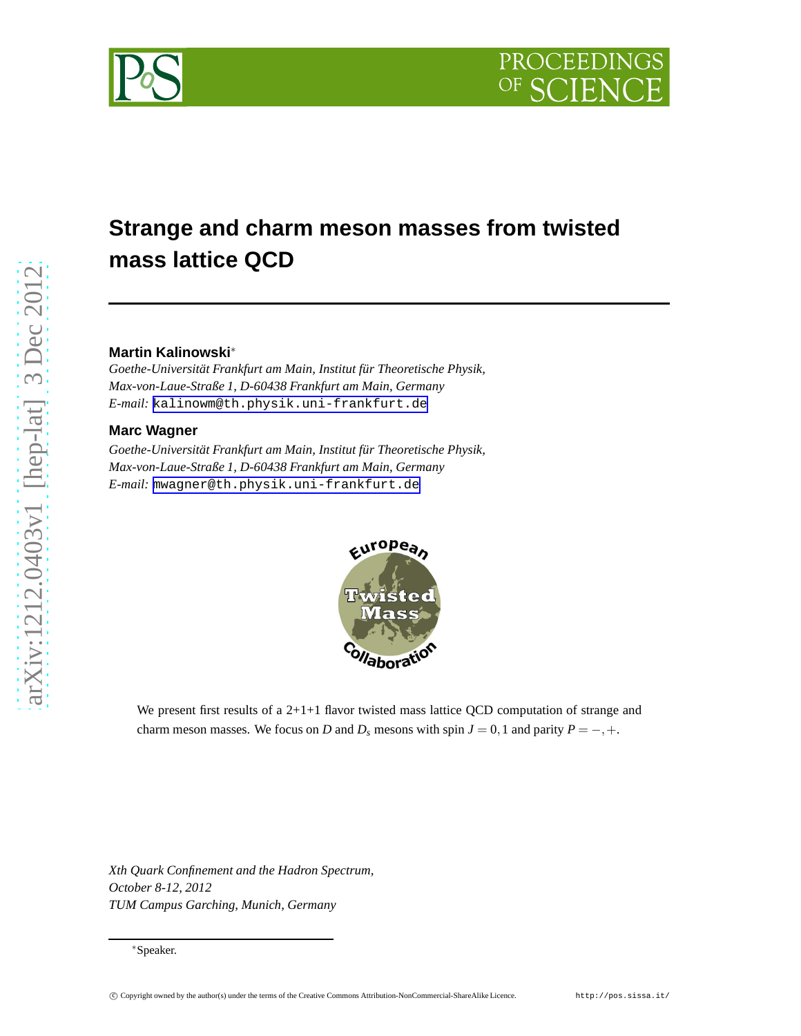# Strange and charm meson masses from twisted mass lattice QCD

**Martin Kalinowski***

*Goethe-Universität Frankfurt am Main, Institut für Theoretische Physik, Max-von-Laue-Straße 1, D-60438 Frankfurt am Main, Germany*
*E-mail:* kalinowm@th.physik.uni-frankfurt.de

**Marc Wagner**

*Goethe-Universität Frankfurt am Main, Institut für Theoretische Physik, Max-von-Laue-Straße 1, D-60438 Frankfurt am Main, Germany*
*E-mail:* mwagner@th.physik.uni-frankfurt.de

We present first results of a 2+1+1 flavor twisted mass lattice QCD computation of strange and charm meson masses. We focus on $D$ and $D_s$ mesons with spin $J = 0, 1$ and parity $P = -, +$.

*Xth Quark Confinement and the Hadron Spectrum,*
*October 8-12, 2012*
*TUM Campus Garching, Munich, Germany*

*Speaker.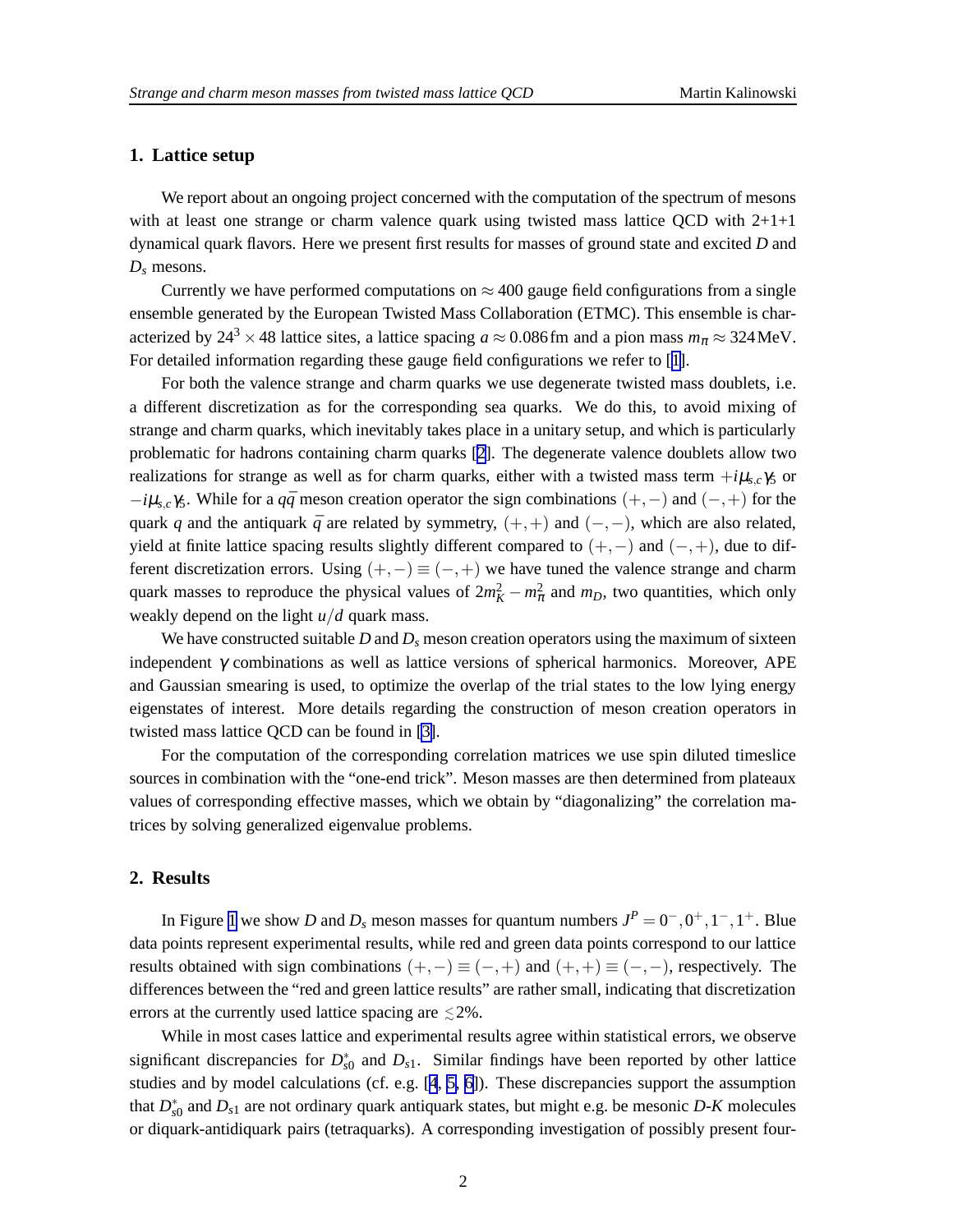## 1. Lattice setup

We report about an ongoing project concerned with the computation of the spectrum of mesons with at least one strange or charm valence quark using twisted mass lattice QCD with 2+1+1 dynamical quark flavors. Here we present first results for masses of ground state and excited $D$ and $D_s$ mesons.

Currently we have performed computations on $\approx 400$ gauge field configurations from a single ensemble generated by the European Twisted Mass Collaboration (ETMC). This ensemble is characterized by $24^3 \times 48$ lattice sites, a lattice spacing $a \approx 0.086\,\text{fm}$ and a pion mass $m_\pi \approx 324\,\text{MeV}$. For detailed information regarding these gauge field configurations we refer to [1].

For both the valence strange and charm quarks we use degenerate twisted mass doublets, i.e. a different discretization as for the corresponding sea quarks. We do this, to avoid mixing of strange and charm quarks, which inevitably takes place in a unitary setup, and which is particularly problematic for hadrons containing charm quarks [2]. The degenerate valence doublets allow two realizations for strange as well as for charm quarks, either with a twisted mass term $+i\mu_{s,c}\gamma_5$ or $-i\mu_{s,c}\gamma_5$. While for a $q\bar{q}$ meson creation operator the sign combinations $(+,-)$ and $(-,+)$ for the quark $q$ and the antiquark $\bar{q}$ are related by symmetry, $(+,+)$ and $(-,-)$, which are also related, yield at finite lattice spacing results slightly different compared to $(+,-)$ and $(-,+)$, due to different discretization errors. Using $(+,-) \equiv (-,+)$ we have tuned the valence strange and charm quark masses to reproduce the physical values of $2m_K^2 - m_\pi^2$ and $m_D$, two quantities, which only weakly depend on the light $u/d$ quark mass.

We have constructed suitable $D$ and $D_s$ meson creation operators using the maximum of sixteen independent $\gamma$ combinations as well as lattice versions of spherical harmonics. Moreover, APE and Gaussian smearing is used, to optimize the overlap of the trial states to the low lying energy eigenstates of interest. More details regarding the construction of meson creation operators in twisted mass lattice QCD can be found in [3].

For the computation of the corresponding correlation matrices we use spin diluted timeslice sources in combination with the "one-end trick". Meson masses are then determined from plateaux values of corresponding effective masses, which we obtain by "diagonalizing" the correlation matrices by solving generalized eigenvalue problems.

## 2. Results

In Figure 1 we show $D$ and $D_s$ meson masses for quantum numbers $J^P = 0^-, 0^+, 1^-, 1^+$. Blue data points represent experimental results, while red and green data points correspond to our lattice results obtained with sign combinations $(+,-) \equiv (-,+)$ and $(+,+) \equiv (-,-)$, respectively. The differences between the "red and green lattice results" are rather small, indicating that discretization errors at the currently used lattice spacing are $\lesssim 2\%$.

While in most cases lattice and experimental results agree within statistical errors, we observe significant discrepancies for $D_{s0}^*$ and $D_{s1}$. Similar findings have been reported by other lattice studies and by model calculations (cf. e.g. [4, 5, 6]). These discrepancies support the assumption that $D_{s0}^*$ and $D_{s1}$ are not ordinary quark antiquark states, but might e.g. be mesonic $D$-$K$ molecules or diquark-antidiquark pairs (tetraquarks). A corresponding investigation of possibly present four-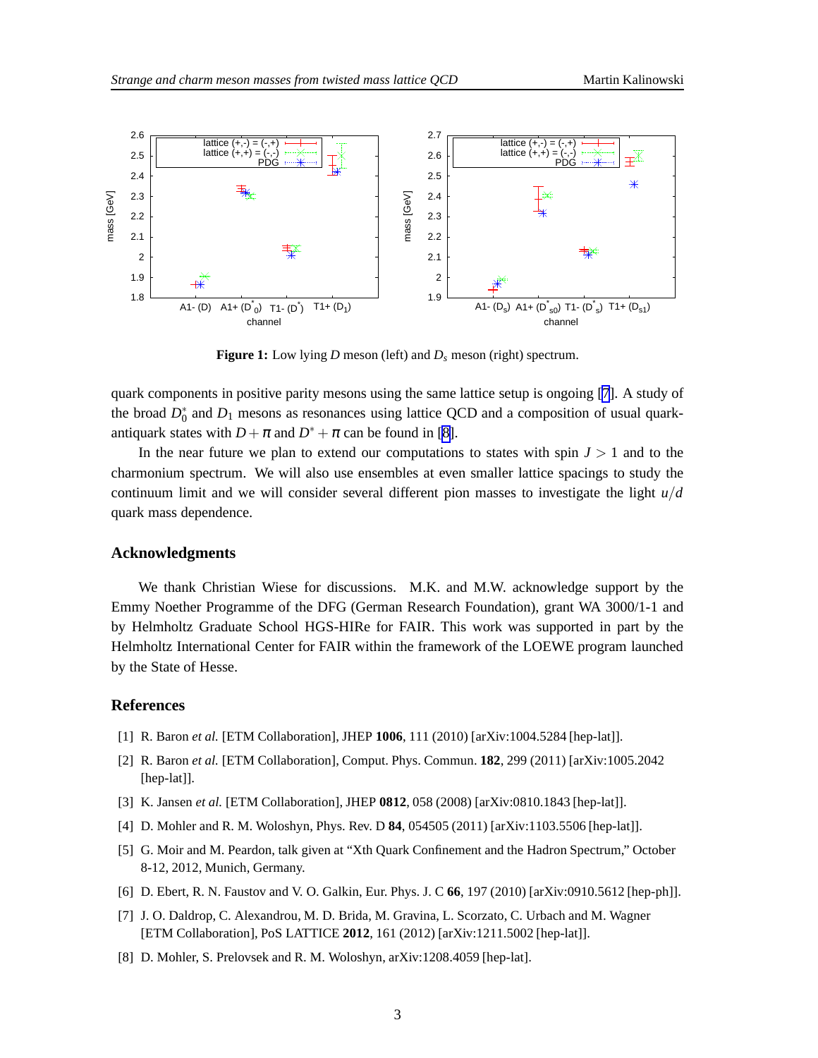2.6
2.5
2.4
2.3
2.2
2.1
2
1.9
1.8

mass [GeV]

lattice (+,-) = (-,+)
lattice (+,+) = (-,-)
PDG

A1- (D) A1+ ($D^*_0$) T1- ($D^*$) T1+ ($D_1$)

channel

2.7
2.6
2.5
2.4
2.3
2.2
2.1
2
1.9

mass [GeV]

lattice (+,-) = (-,+)
lattice (+,+) = (-,-)
PDG

A1- ($D_s$) A1+ ($D^*_{s0}$) T1- ($D^*_s$) T1+ ($D_{s1}$)

channel

**Figure 1:** Low lying $D$ meson (left) and $D_s$ meson (right) spectrum.

quark components in positive parity mesons using the same lattice setup is ongoing [7]. A study of the broad $D_0^*$ and $D_1$ mesons as resonances using lattice QCD and a composition of usual quark-antiquark states with $D + \pi$ and $D^* + \pi$ can be found in [8].

In the near future we plan to extend our computations to states with spin $J > 1$ and to the charmonium spectrum. We will also use ensembles at even smaller lattice spacings to study the continuum limit and we will consider several different pion masses to investigate the light $u/d$ quark mass dependence.

## Acknowledgments

We thank Christian Wiese for discussions. M.K. and M.W. acknowledge support by the Emmy Noether Programme of the DFG (German Research Foundation), grant WA 3000/1-1 and by Helmholtz Graduate School HGS-HIRe for FAIR. This work was supported in part by the Helmholtz International Center for FAIR within the framework of the LOEWE program launched by the State of Hesse.

## References

[1] R. Baron *et al.* [ETM Collaboration], JHEP **1006**, 111 (2010) [arXiv:1004.5284 [hep-lat]].

[2] R. Baron *et al.* [ETM Collaboration], Comput. Phys. Commun. **182**, 299 (2011) [arXiv:1005.2042 [hep-lat]].

[3] K. Jansen *et al.* [ETM Collaboration], JHEP **0812**, 058 (2008) [arXiv:0810.1843 [hep-lat]].

[4] D. Mohler and R. M. Woloshyn, Phys. Rev. D **84**, 054505 (2011) [arXiv:1103.5506 [hep-lat]].

[5] G. Moir and M. Peardon, talk given at "Xth Quark Confinement and the Hadron Spectrum," October 8-12, 2012, Munich, Germany.

[6] D. Ebert, R. N. Faustov and V. O. Galkin, Eur. Phys. J. C **66**, 197 (2010) [arXiv:0910.5612 [hep-ph]].

[7] J. O. Daldrop, C. Alexandrou, M. D. Brida, M. Gravina, L. Scorzato, C. Urbach and M. Wagner [ETM Collaboration], PoS LATTICE **2012**, 161 (2012) [arXiv:1211.5002 [hep-lat]].

[8] D. Mohler, S. Prelovsek and R. M. Woloshyn, arXiv:1208.4059 [hep-lat].